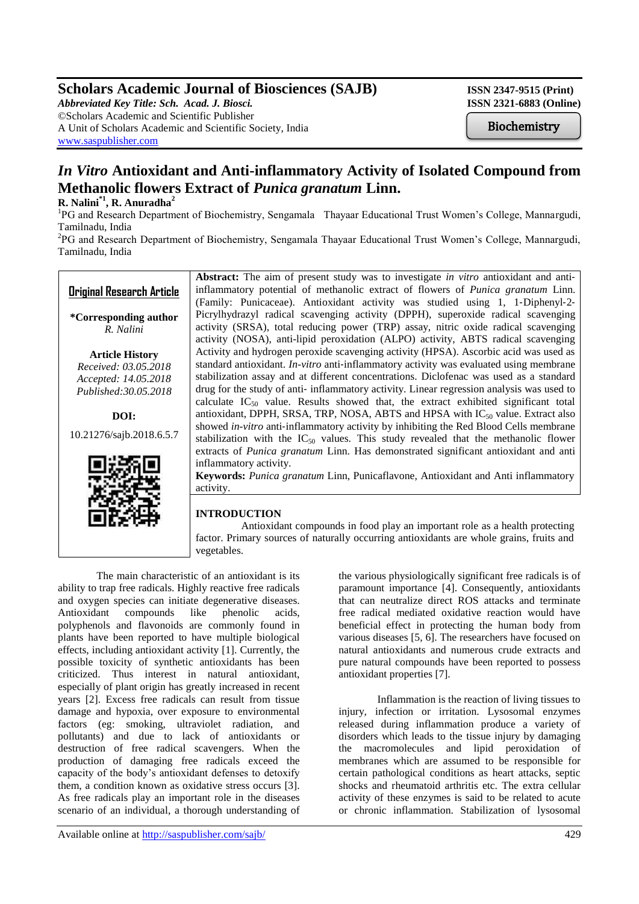# Scholars Academic Journal of Biosciences (SAJB)

*Abbreviated Key Title: Sch. Acad. J. Biosci.*
©Scholars Academic and Scientific Publisher
A Unit of Scholars Academic and Scientific Society, India
www.saspublisher.com

ISSN 2347-9515 (Print)
ISSN 2321-6883 (Online)

Biochemistry

# *In Vitro* Antioxidant and Anti-inflammatory Activity of Isolated Compound from Methanolic flowers Extract of *Punica granatum* Linn.

**R. Nalini[*1], R. Anuradha[2]**

[1]PG and Research Department of Biochemistry, Sengamala Thayaar Educational Trust Women's College, Mannargudi, Tamilnadu, India

[2]PG and Research Department of Biochemistry, Sengamala Thayaar Educational Trust Women's College, Mannargudi, Tamilnadu, India

**Original Research Article**

***Corresponding author**
*R. Nalini*

**Article History**
*Received: 03.05.2018*
*Accepted: 14.05.2018*
*Published:30.05.2018*

**DOI:**
10.21276/sajb.2018.6.5.7

**Abstract:** The aim of present study was to investigate *in vitro* antioxidant and anti-inflammatory potential of methanolic extract of flowers of *Punica granatum* Linn. (Family: Punicaceae). Antioxidant activity was studied using 1, 1-Diphenyl-2-Picrylhydrazyl radical scavenging activity (DPPH), superoxide radical scavenging activity (SRSA), total reducing power (TRP) assay, nitric oxide radical scavenging activity (NOSA), anti-lipid peroxidation (ALPO) activity, ABTS radical scavenging Activity and hydrogen peroxide scavenging activity (HPSA). Ascorbic acid was used as standard antioxidant. *In-vitro* anti-inflammatory activity was evaluated using membrane stabilization assay and at different concentrations. Diclofenac was used as a standard drug for the study of anti- inflammatory activity. Linear regression analysis was used to calculate $IC_{50}$ value. Results showed that, the extract exhibited significant total antioxidant, DPPH, SRSA, TRP, NOSA, ABTS and HPSA with $IC_{50}$ value. Extract also showed *in-vitro* anti-inflammatory activity by inhibiting the Red Blood Cells membrane stabilization with the $IC_{50}$ values. This study revealed that the methanolic flower extracts of *Punica granatum* Linn. Has demonstrated significant antioxidant and anti inflammatory activity.

**Keywords:** *Punica granatum* Linn, Punicaflavone, Antioxidant and Anti inflammatory activity.

## INTRODUCTION

Antioxidant compounds in food play an important role as a health protecting factor. Primary sources of naturally occurring antioxidants are whole grains, fruits and vegetables.

The main characteristic of an antioxidant is its ability to trap free radicals. Highly reactive free radicals and oxygen species can initiate degenerative diseases. Antioxidant compounds like phenolic acids, polyphenols and flavonoids are commonly found in plants have been reported to have multiple biological effects, including antioxidant activity [1]. Currently, the possible toxicity of synthetic antioxidants has been criticized. Thus interest in natural antioxidant, especially of plant origin has greatly increased in recent years [2]. Excess free radicals can result from tissue damage and hypoxia, over exposure to environmental factors (eg: smoking, ultraviolet radiation, and pollutants) and due to lack of antioxidants or destruction of free radical scavengers. When the production of damaging free radicals exceed the capacity of the body's antioxidant defenses to detoxify them, a condition known as oxidative stress occurs [3]. As free radicals play an important role in the diseases scenario of an individual, a thorough understanding of the various physiologically significant free radicals is of paramount importance [4]. Consequently, antioxidants that can neutralize direct ROS attacks and terminate free radical mediated oxidative reaction would have beneficial effect in protecting the human body from various diseases [5, 6]. The researchers have focused on natural antioxidants and numerous crude extracts and pure natural compounds have been reported to possess antioxidant properties [7].

Inflammation is the reaction of living tissues to injury, infection or irritation. Lysosomal enzymes released during inflammation produce a variety of disorders which leads to the tissue injury by damaging the macromolecules and lipid peroxidation of membranes which are assumed to be responsible for certain pathological conditions as heart attacks, septic shocks and rheumatoid arthritis etc. The extra cellular activity of these enzymes is said to be related to acute or chronic inflammation. Stabilization of lysosomal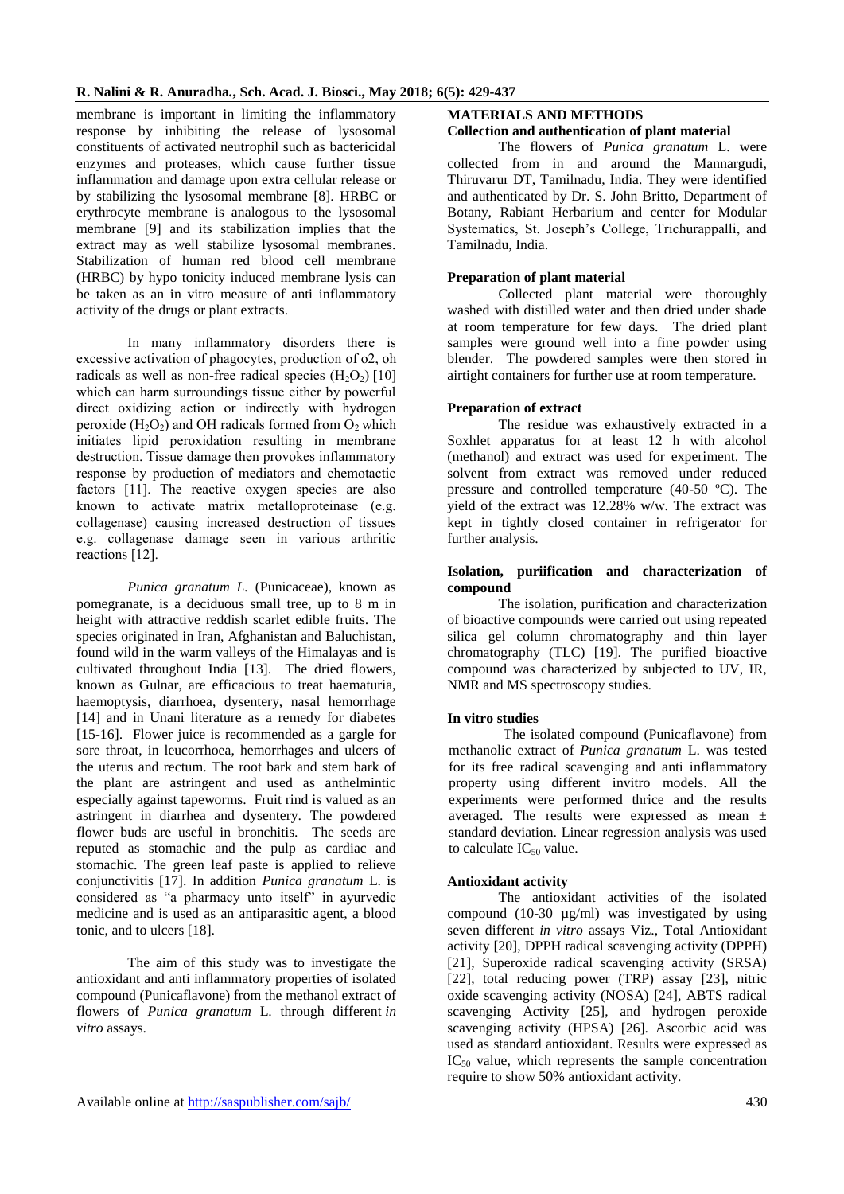membrane is important in limiting the inflammatory response by inhibiting the release of lysosomal constituents of activated neutrophil such as bactericidal enzymes and proteases, which cause further tissue inflammation and damage upon extra cellular release or by stabilizing the lysosomal membrane [8]. HRBC or erythrocyte membrane is analogous to the lysosomal membrane [9] and its stabilization implies that the extract may as well stabilize lysosomal membranes. Stabilization of human red blood cell membrane (HRBC) by hypo tonicity induced membrane lysis can be taken as an in vitro measure of anti inflammatory activity of the drugs or plant extracts.

In many inflammatory disorders there is excessive activation of phagocytes, production of o2, oh radicals as well as non-free radical species ($H_2O_2$) [10] which can harm surroundings tissue either by powerful direct oxidizing action or indirectly with hydrogen peroxide ($H_2O_2$) and OH radicals formed from $O_2$ which initiates lipid peroxidation resulting in membrane destruction. Tissue damage then provokes inflammatory response by production of mediators and chemotactic factors [11]. The reactive oxygen species are also known to activate matrix metalloproteinase (e.g. collagenase) causing increased destruction of tissues e.g. collagenase damage seen in various arthritic reactions [12].

*Punica granatum L.* (Punicaceae), known as pomegranate, is a deciduous small tree, up to 8 m in height with attractive reddish scarlet edible fruits. The species originated in Iran, Afghanistan and Baluchistan, found wild in the warm valleys of the Himalayas and is cultivated throughout India [13]. The dried flowers, known as Gulnar, are efficacious to treat haematuria, haemoptysis, diarrhoea, dysentery, nasal hemorrhage [14] and in Unani literature as a remedy for diabetes [15-16]. Flower juice is recommended as a gargle for sore throat, in leucorrhoea, hemorrhages and ulcers of the uterus and rectum. The root bark and stem bark of the plant are astringent and used as anthelmintic especially against tapeworms. Fruit rind is valued as an astringent in diarrhea and dysentery. The powdered flower buds are useful in bronchitis. The seeds are reputed as stomachic and the pulp as cardiac and stomachic. The green leaf paste is applied to relieve conjunctivitis [17]. In addition *Punica granatum* L. is considered as "a pharmacy unto itself" in ayurvedic medicine and is used as an antiparasitic agent, a blood tonic, and to ulcers [18].

The aim of this study was to investigate the antioxidant and anti inflammatory properties of isolated compound (Punicaflavone) from the methanol extract of flowers of *Punica granatum* L. through different *in vitro* assays.

## MATERIALS AND METHODS

### Collection and authentication of plant material

The flowers of *Punica granatum* L. were collected from in and around the Mannargudi, Thiruvarur DT, Tamilnadu, India. They were identified and authenticated by Dr. S. John Britto, Department of Botany, Rabiant Herbarium and center for Modular Systematics, St. Joseph's College, Trichurappalli, and Tamilnadu, India.

### Preparation of plant material

Collected plant material were thoroughly washed with distilled water and then dried under shade at room temperature for few days. The dried plant samples were ground well into a fine powder using blender. The powdered samples were then stored in airtight containers for further use at room temperature.

### Preparation of extract

The residue was exhaustively extracted in a Soxhlet apparatus for at least 12 h with alcohol (methanol) and extract was used for experiment. The solvent from extract was removed under reduced pressure and controlled temperature (40-50 ºC). The yield of the extract was 12.28% w/w. The extract was kept in tightly closed container in refrigerator for further analysis.

### Isolation, puriification and characterization of compound

The isolation, purification and characterization of bioactive compounds were carried out using repeated silica gel column chromatography and thin layer chromatography (TLC) [19]. The purified bioactive compound was characterized by subjected to UV, IR, NMR and MS spectroscopy studies.

### In vitro studies

The isolated compound (Punicaflavone) from methanolic extract of *Punica granatum* L. was tested for its free radical scavenging and anti inflammatory property using different invitro models. All the experiments were performed thrice and the results averaged. The results were expressed as mean ± standard deviation. Linear regression analysis was used to calculate $IC_{50}$ value.

### Antioxidant activity

The antioxidant activities of the isolated compound (10-30 µg/ml) was investigated by using seven different *in vitro* assays Viz., Total Antioxidant activity [20], DPPH radical scavenging activity (DPPH) [21], Superoxide radical scavenging activity (SRSA) [22], total reducing power (TRP) assay [23], nitric oxide scavenging activity (NOSA) [24], ABTS radical scavenging Activity [25], and hydrogen peroxide scavenging activity (HPSA) [26]. Ascorbic acid was used as standard antioxidant. Results were expressed as $IC_{50}$ value, which represents the sample concentration require to show 50% antioxidant activity.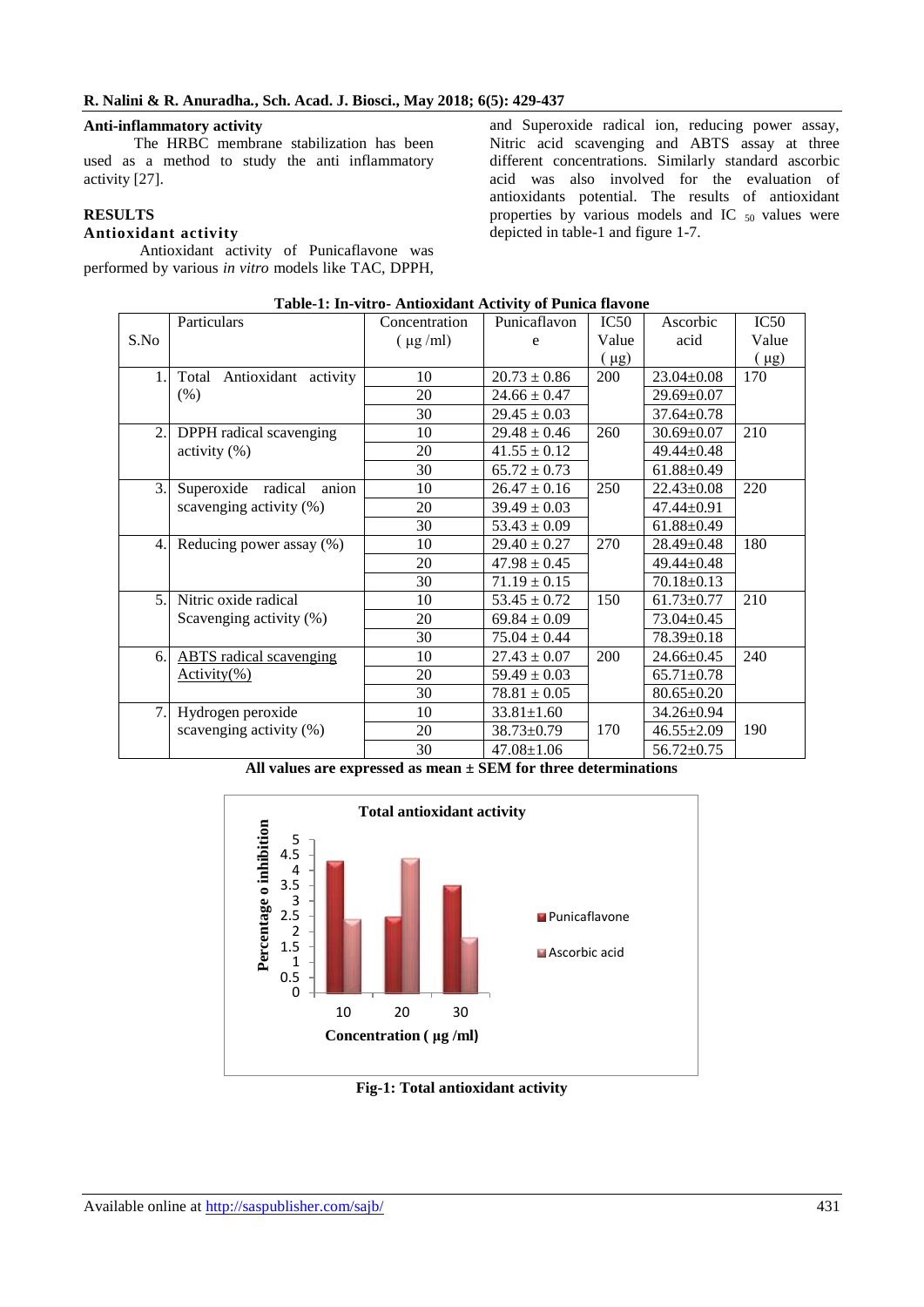### Anti-inflammatory activity

The HRBC membrane stabilization has been used as a method to study the anti inflammatory activity [27].

## RESULTS

### Antioxidant activity

Antioxidant activity of Punicaflavone was performed by various *in vitro* models like TAC, DPPH, and Superoxide radical ion, reducing power assay, Nitric acid scavenging and ABTS assay at three different concentrations. Similarly standard ascorbic acid was also involved for the evaluation of antioxidants potential. The results of antioxidant properties by various models and $IC_{50}$ values were depicted in table-1 and figure 1-7.

**Table-1: In-vitro- Antioxidant Activity of Punica flavone**

| S.No | Particulars | Concentration ( µg /ml) | Punicaflavone | IC50 Value ( µg) | Ascorbic acid | IC50 Value ( µg) |
|---|---|---|---|---|---|---|
| 1. | Total Antioxidant activity (%) | 10 | 20.73 ± 0.86 | 200 | 23.04±0.08 | 170 |
| | | 20 | 24.66 ± 0.47 | | 29.69±0.07 | |
| | | 30 | 29.45 ± 0.03 | | 37.64±0.78 | |
| 2. | DPPH radical scavenging activity (%) | 10 | 29.48 ± 0.46 | 260 | 30.69±0.07 | 210 |
| | | 20 | 41.55 ± 0.12 | | 49.44±0.48 | |
| | | 30 | 65.72 ± 0.73 | | 61.88±0.49 | |
| 3. | Superoxide radical anion scavenging activity (%) | 10 | 26.47 ± 0.16 | 250 | 22.43±0.08 | 220 |
| | | 20 | 39.49 ± 0.03 | | 47.44±0.91 | |
| | | 30 | 53.43 ± 0.09 | | 61.88±0.49 | |
| 4. | Reducing power assay (%) | 10 | 29.40 ± 0.27 | 270 | 28.49±0.48 | 180 |
| | | 20 | 47.98 ± 0.45 | | 49.44±0.48 | |
| | | 30 | 71.19 ± 0.15 | | 70.18±0.13 | |
| 5. | Nitric oxide radical Scavenging activity (%) | 10 | 53.45 ± 0.72 | 150 | 61.73±0.77 | 210 |
| | | 20 | 69.84 ± 0.09 | | 73.04±0.45 | |
| | | 30 | 75.04 ± 0.44 | | 78.39±0.18 | |
| 6. | ABTS radical scavenging Activity(%) | 10 | 27.43 ± 0.07 | 200 | 24.66±0.45 | 240 |
| | | 20 | 59.49 ± 0.03 | | 65.71±0.78 | |
| | | 30 | 78.81 ± 0.05 | | 80.65±0.20 | |
| 7. | Hydrogen peroxide scavenging activity (%) | 10 | 33.81±1.60 | 170 | 34.26±0.94 | 190 |
| | | 20 | 38.73±0.79 | | 46.55±2.09 | |
| | | 30 | 47.08±1.06 | | 56.72±0.75 | |

**All values are expressed as mean ± SEM for three determinations**

**Fig-1: Total antioxidant activity**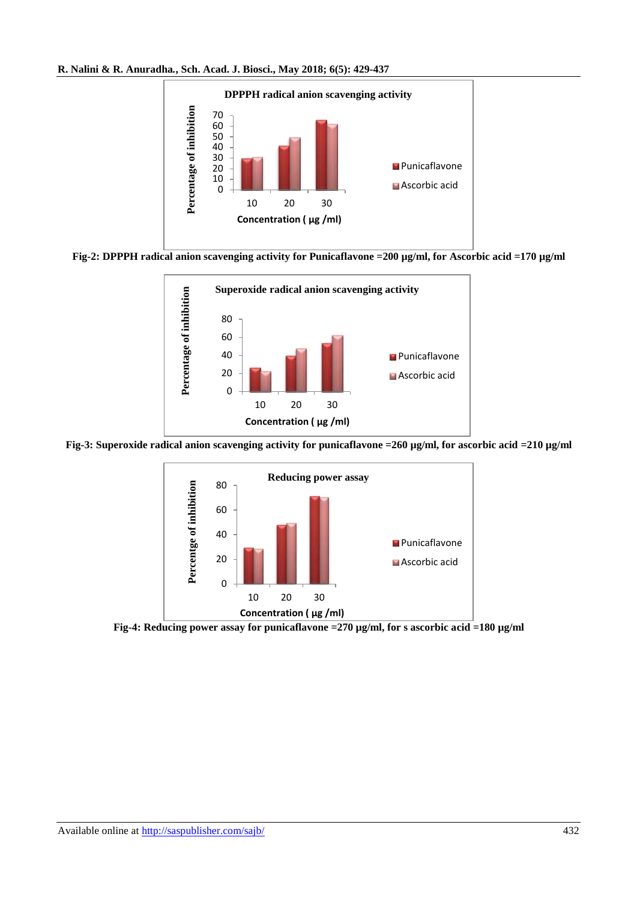Fig-2: DPPPH radical anion scavenging activity for Punicaflavone =200 µg/ml, for Ascorbic acid =170 µg/ml

Fig-3: Superoxide radical anion scavenging activity for punicaflavone =260 µg/ml, for ascorbic acid =210 µg/ml

Fig-4: Reducing power assay for punicaflavone =270 µg/ml, for s ascorbic acid =180 µg/ml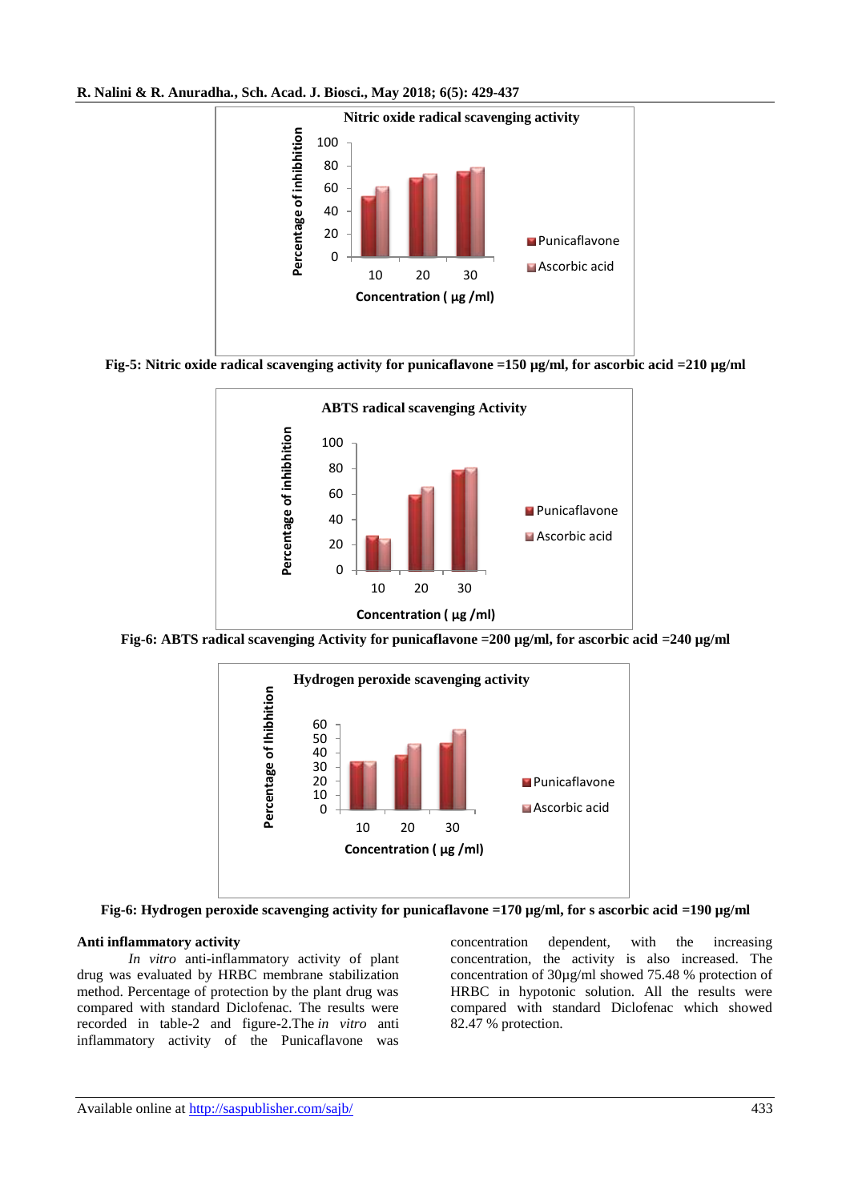Fig-5: Nitric oxide radical scavenging activity for punicaflavone =150 µg/ml, for ascorbic acid =210 µg/ml

Fig-6: ABTS radical scavenging Activity for punicaflavone =200 µg/ml, for ascorbic acid =240 µg/ml

Fig-6: Hydrogen peroxide scavenging activity for punicaflavone =170 µg/ml, for s ascorbic acid =190 µg/ml

**Anti inflammatory activity**

*In vitro* anti-inflammatory activity of plant drug was evaluated by HRBC membrane stabilization method. Percentage of protection by the plant drug was compared with standard Diclofenac. The results were recorded in table-2 and figure-2.The *in vitro* anti inflammatory activity of the Punicaflavone was concentration dependent, with the increasing concentration, the activity is also increased. The concentration of 30µg/ml showed 75.48 % protection of HRBC in hypotonic solution. All the results were compared with standard Diclofenac which showed 82.47 % protection.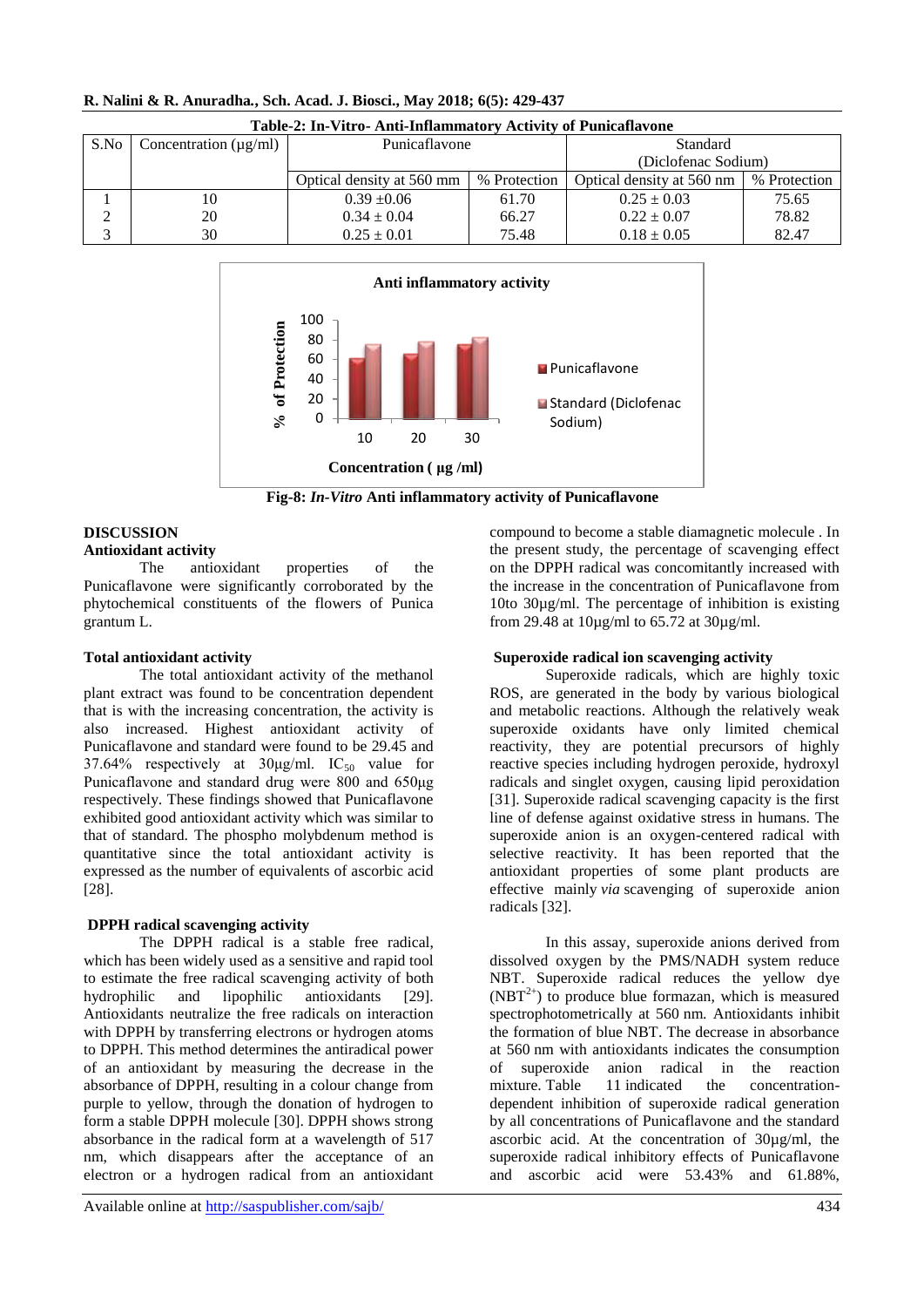**Table-2: In-Vitro- Anti-Inflammatory Activity of Punicaflavone**

| S.No | Concentration (µg/ml) | Punicaflavone | | Standard (Diclofenac Sodium) | |
|---|---|---|---|---|---|
| | | Optical density at 560 mm | % Protection | Optical density at 560 nm | % Protection |
| 1 | 10 | 0.39 ±0.06 | 61.70 | 0.25 ± 0.03 | 75.65 |
| 2 | 20 | 0.34 ± 0.04 | 66.27 | 0.22 ± 0.07 | 78.82 |
| 3 | 30 | 0.25 ± 0.01 | 75.48 | 0.18 ± 0.05 | 82.47 |

**Fig-8:** ***In-Vitro*** **Anti inflammatory activity of Punicaflavone**

## DISCUSSION

### Antioxidant activity

The antioxidant properties of the Punicaflavone were significantly corroborated by the phytochemical constituents of the flowers of Punica grantum L.

### Total antioxidant activity

The total antioxidant activity of the methanol plant extract was found to be concentration dependent that is with the increasing concentration, the activity is also increased. Highest antioxidant activity of Punicaflavone and standard were found to be 29.45 and 37.64% respectively at 30µg/ml. $IC_{50}$ value for Punicaflavone and standard drug were 800 and 650µg respectively. These findings showed that Punicaflavone exhibited good antioxidant activity which was similar to that of standard. The phospho molybdenum method is quantitative since the total antioxidant activity is expressed as the number of equivalents of ascorbic acid [28].

### DPPH radical scavenging activity

The DPPH radical is a stable free radical, which has been widely used as a sensitive and rapid tool to estimate the free radical scavenging activity of both hydrophilic and lipophilic antioxidants [29]. Antioxidants neutralize the free radicals on interaction with DPPH by transferring electrons or hydrogen atoms to DPPH. This method determines the antiradical power of an antioxidant by measuring the decrease in the absorbance of DPPH, resulting in a colour change from purple to yellow, through the donation of hydrogen to form a stable DPPH molecule [30]. DPPH shows strong absorbance in the radical form at a wavelength of 517 nm, which disappears after the acceptance of an electron or a hydrogen radical from an antioxidant compound to become a stable diamagnetic molecule . In the present study, the percentage of scavenging effect on the DPPH radical was concomitantly increased with the increase in the concentration of Punicaflavone from 10to 30µg/ml. The percentage of inhibition is existing from 29.48 at 10µg/ml to 65.72 at 30µg/ml.

### Superoxide radical ion scavenging activity

Superoxide radicals, which are highly toxic ROS, are generated in the body by various biological and metabolic reactions. Although the relatively weak superoxide oxidants have only limited chemical reactivity, they are potential precursors of highly reactive species including hydrogen peroxide, hydroxyl radicals and singlet oxygen, causing lipid peroxidation [31]. Superoxide radical scavenging capacity is the first line of defense against oxidative stress in humans. The superoxide anion is an oxygen-centered radical with selective reactivity. It has been reported that the antioxidant properties of some plant products are effective mainly *via* scavenging of superoxide anion radicals [32].

In this assay, superoxide anions derived from dissolved oxygen by the PMS/NADH system reduce NBT. Superoxide radical reduces the yellow dye ($NBT^{2+}$) to produce blue formazan, which is measured spectrophotometrically at 560 nm. Antioxidants inhibit the formation of blue NBT. The decrease in absorbance at 560 nm with antioxidants indicates the consumption of superoxide anion radical in the reaction mixture. Table 11 indicated the concentration-dependent inhibition of superoxide radical generation by all concentrations of Punicaflavone and the standard ascorbic acid. At the concentration of 30µg/ml, the superoxide radical inhibitory effects of Punicaflavone and ascorbic acid were 53.43% and 61.88%,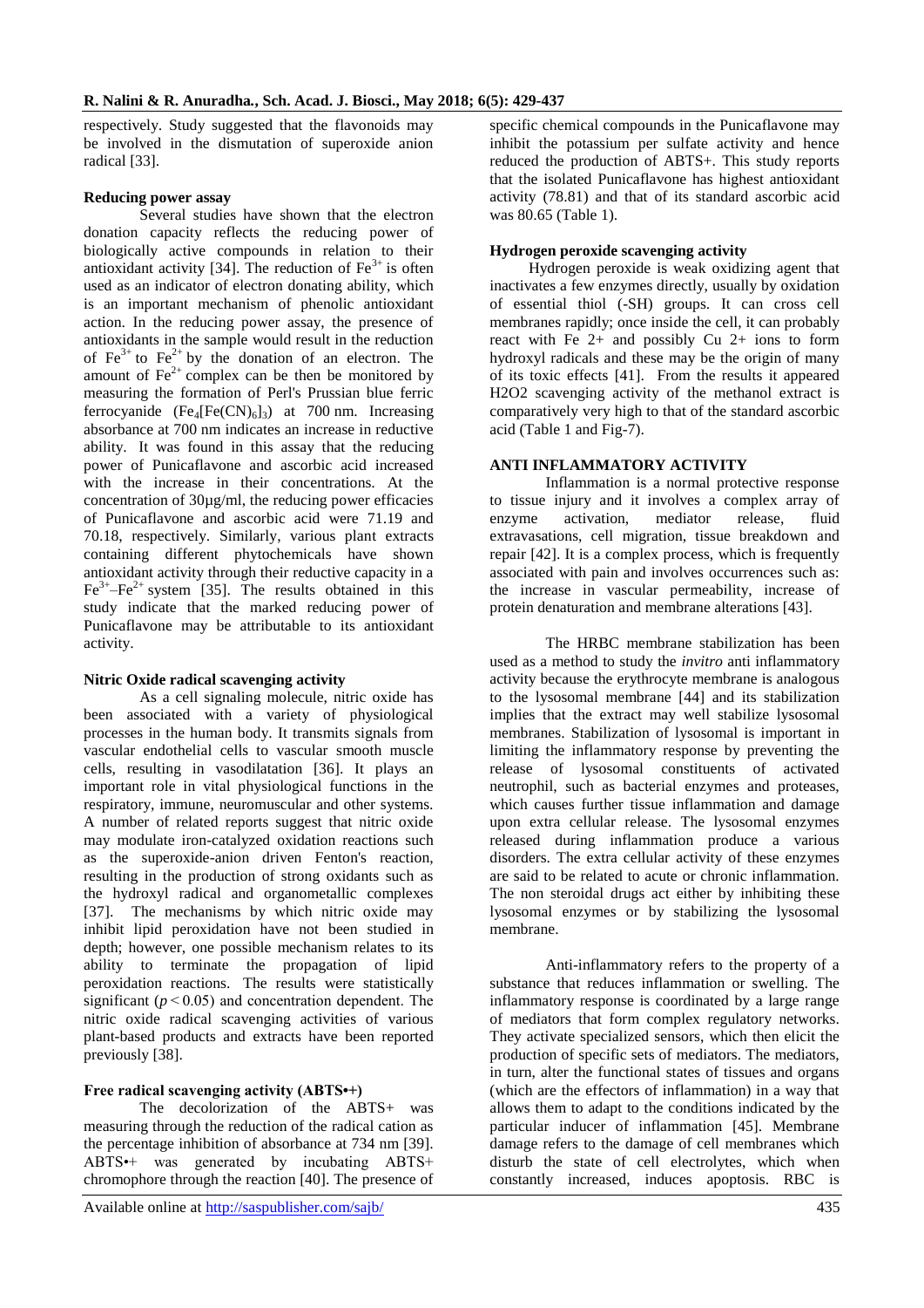respectively. Study suggested that the flavonoids may be involved in the dismutation of superoxide anion radical [33].

**Reducing power assay**

Several studies have shown that the electron donation capacity reflects the reducing power of biologically active compounds in relation to their antioxidant activity [34]. The reduction of $Fe^{3+}$ is often used as an indicator of electron donating ability, which is an important mechanism of phenolic antioxidant action. In the reducing power assay, the presence of antioxidants in the sample would result in the reduction of $Fe^{3+}$ to $Fe^{2+}$ by the donation of an electron. The amount of $Fe^{2+}$ complex can be then be monitored by measuring the formation of Perl's Prussian blue ferric ferrocyanide ($Fe_4[Fe(CN)_6]_3$) at 700 nm. Increasing absorbance at 700 nm indicates an increase in reductive ability. It was found in this assay that the reducing power of Punicaflavone and ascorbic acid increased with the increase in their concentrations. At the concentration of 30µg/ml, the reducing power efficacies of Punicaflavone and ascorbic acid were 71.19 and 70.18, respectively. Similarly, various plant extracts containing different phytochemicals have shown antioxidant activity through their reductive capacity in a $Fe^{3+}$–$Fe^{2+}$ system [35]. The results obtained in this study indicate that the marked reducing power of Punicaflavone may be attributable to its antioxidant activity.

**Nitric Oxide radical scavenging activity**

As a cell signaling molecule, nitric oxide has been associated with a variety of physiological processes in the human body. It transmits signals from vascular endothelial cells to vascular smooth muscle cells, resulting in vasodilatation [36]. It plays an important role in vital physiological functions in the respiratory, immune, neuromuscular and other systems. A number of related reports suggest that nitric oxide may modulate iron-catalyzed oxidation reactions such as the superoxide-anion driven Fenton's reaction, resulting in the production of strong oxidants such as the hydroxyl radical and organometallic complexes [37]. The mechanisms by which nitric oxide may inhibit lipid peroxidation have not been studied in depth; however, one possible mechanism relates to its ability to terminate the propagation of lipid peroxidation reactions. The results were statistically significant ($p < 0.05$) and concentration dependent. The nitric oxide radical scavenging activities of various plant-based products and extracts have been reported previously [38].

**Free radical scavenging activity (ABTS•+)**

The decolorization of the ABTS+ was measuring through the reduction of the radical cation as the percentage inhibition of absorbance at 734 nm [39]. ABTS•+ was generated by incubating ABTS+ chromophore through the reaction [40]. The presence of specific chemical compounds in the Punicaflavone may inhibit the potassium per sulfate activity and hence reduced the production of ABTS+. This study reports that the isolated Punicaflavone has highest antioxidant activity (78.81) and that of its standard ascorbic acid was 80.65 (Table 1).

**Hydrogen peroxide scavenging activity**

Hydrogen peroxide is weak oxidizing agent that inactivates a few enzymes directly, usually by oxidation of essential thiol (-SH) groups. It can cross cell membranes rapidly; once inside the cell, it can probably react with Fe 2+ and possibly Cu 2+ ions to form hydroxyl radicals and these may be the origin of many of its toxic effects [41]. From the results it appeared H2O2 scavenging activity of the methanol extract is comparatively very high to that of the standard ascorbic acid (Table 1 and Fig-7).

**ANTI INFLAMMATORY ACTIVITY**

Inflammation is a normal protective response to tissue injury and it involves a complex array of enzyme activation, mediator release, fluid extravasations, cell migration, tissue breakdown and repair [42]. It is a complex process, which is frequently associated with pain and involves occurrences such as: the increase in vascular permeability, increase of protein denaturation and membrane alterations [43].

The HRBC membrane stabilization has been used as a method to study the *invitro* anti inflammatory activity because the erythrocyte membrane is analogous to the lysosomal membrane [44] and its stabilization implies that the extract may well stabilize lysosomal membranes. Stabilization of lysosomal is important in limiting the inflammatory response by preventing the release of lysosomal constituents of activated neutrophil, such as bacterial enzymes and proteases, which causes further tissue inflammation and damage upon extra cellular release. The lysosomal enzymes released during inflammation produce a various disorders. The extra cellular activity of these enzymes are said to be related to acute or chronic inflammation. The non steroidal drugs act either by inhibiting these lysosomal enzymes or by stabilizing the lysosomal membrane.

Anti-inflammatory refers to the property of a substance that reduces inflammation or swelling. The inflammatory response is coordinated by a large range of mediators that form complex regulatory networks. They activate specialized sensors, which then elicit the production of specific sets of mediators. The mediators, in turn, alter the functional states of tissues and organs (which are the effectors of inflammation) in a way that allows them to adapt to the conditions indicated by the particular inducer of inflammation [45]. Membrane damage refers to the damage of cell membranes which disturb the state of cell electrolytes, which when constantly increased, induces apoptosis. RBC is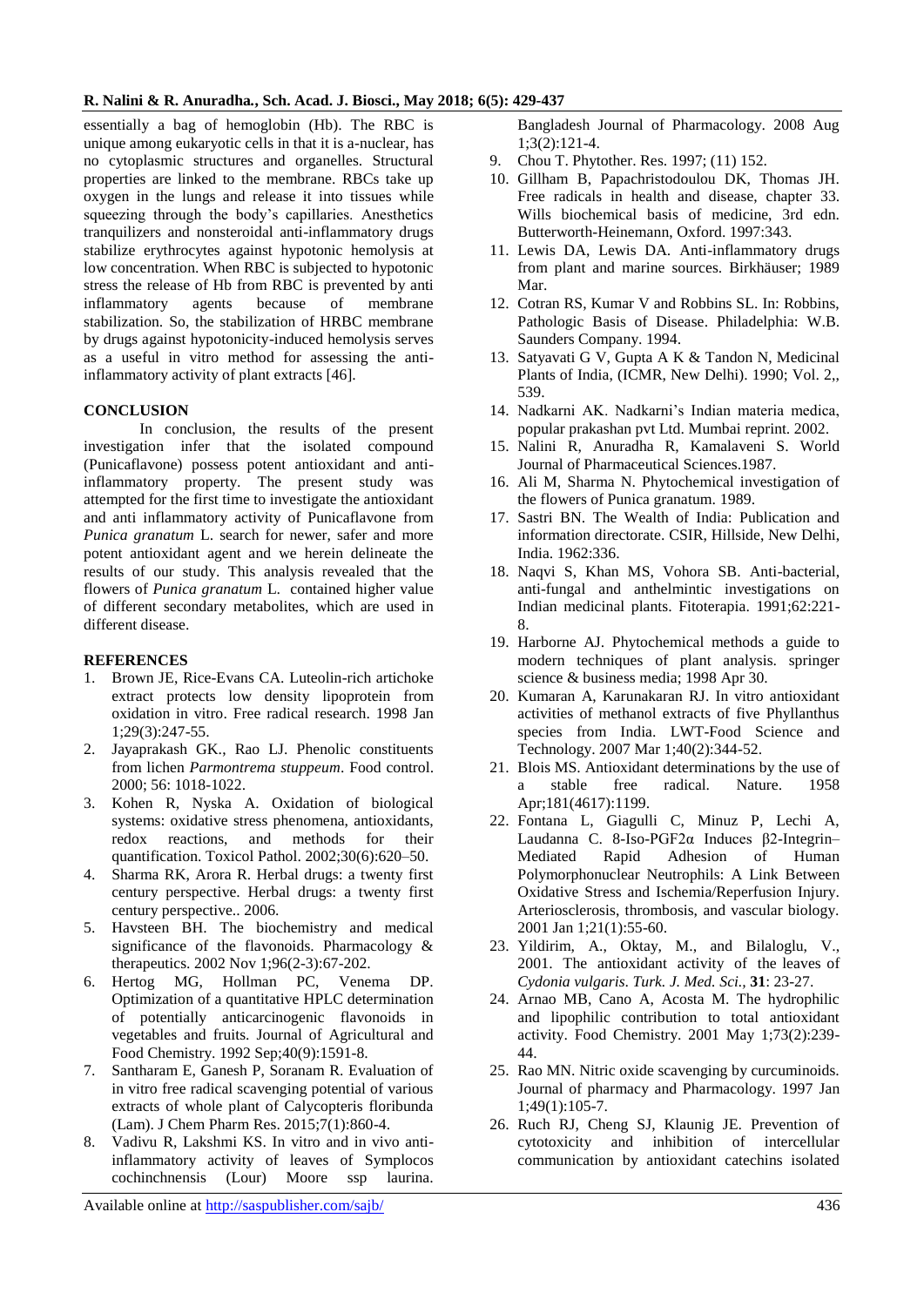essentially a bag of hemoglobin (Hb). The RBC is unique among eukaryotic cells in that it is a-nuclear, has no cytoplasmic structures and organelles. Structural properties are linked to the membrane. RBCs take up oxygen in the lungs and release it into tissues while squeezing through the body's capillaries. Anesthetics tranquilizers and nonsteroidal anti-inflammatory drugs stabilize erythrocytes against hypotonic hemolysis at low concentration. When RBC is subjected to hypotonic stress the release of Hb from RBC is prevented by anti inflammatory agents because of membrane stabilization. So, the stabilization of HRBC membrane by drugs against hypotonicity-induced hemolysis serves as a useful in vitro method for assessing the anti-inflammatory activity of plant extracts [46].

## CONCLUSION

In conclusion, the results of the present investigation infer that the isolated compound (Punicaflavone) possess potent antioxidant and anti-inflammatory property. The present study was attempted for the first time to investigate the antioxidant and anti inflammatory activity of Punicaflavone from *Punica granatum* L. search for newer, safer and more potent antioxidant agent and we herein delineate the results of our study. This analysis revealed that the flowers of *Punica granatum* L. contained higher value of different secondary metabolites, which are used in different disease.

## REFERENCES

1. Brown JE, Rice-Evans CA. Luteolin-rich artichoke extract protects low density lipoprotein from oxidation in vitro. Free radical research. 1998 Jan 1;29(3):247-55.
2. Jayaprakash GK., Rao LJ. Phenolic constituents from lichen *Parmontrema stuppeum*. Food control. 2000; 56: 1018-1022.
3. Kohen R, Nyska A. Oxidation of biological systems: oxidative stress phenomena, antioxidants, redox reactions, and methods for their quantification. Toxicol Pathol. 2002;30(6):620–50.
4. Sharma RK, Arora R. Herbal drugs: a twenty first century perspective. Herbal drugs: a twenty first century perspective.. 2006.
5. Havsteen BH. The biochemistry and medical significance of the flavonoids. Pharmacology & therapeutics. 2002 Nov 1;96(2-3):67-202.
6. Hertog MG, Hollman PC, Venema DP. Optimization of a quantitative HPLC determination of potentially anticarcinogenic flavonoids in vegetables and fruits. Journal of Agricultural and Food Chemistry. 1992 Sep;40(9):1591-8.
7. Santharam E, Ganesh P, Soranam R. Evaluation of in vitro free radical scavenging potential of various extracts of whole plant of Calycopteris floribunda (Lam). J Chem Pharm Res. 2015;7(1):860-4.
8. Vadivu R, Lakshmi KS. In vitro and in vivo anti-inflammatory activity of leaves of Symplocos cochinchnensis (Lour) Moore ssp laurina. Bangladesh Journal of Pharmacology. 2008 Aug 1;3(2):121-4.
9. Chou T. Phytother. Res. 1997; (11) 152.
10. Gillham B, Papachristodoulou DK, Thomas JH. Free radicals in health and disease, chapter 33. Wills biochemical basis of medicine, 3rd edn. Butterworth-Heinemann, Oxford. 1997:343.
11. Lewis DA, Lewis DA. Anti-inflammatory drugs from plant and marine sources. Birkhäuser; 1989 Mar.
12. Cotran RS, Kumar V and Robbins SL. In: Robbins, Pathologic Basis of Disease. Philadelphia: W.B. Saunders Company. 1994.
13. Satyavati G V, Gupta A K & Tandon N, Medicinal Plants of India, (ICMR, New Delhi). 1990; Vol. 2,, 539.
14. Nadkarni AK. Nadkarni's Indian materia medica, popular prakashan pvt Ltd. Mumbai reprint. 2002.
15. Nalini R, Anuradha R, Kamalaveni S. World Journal of Pharmaceutical Sciences.1987.
16. Ali M, Sharma N. Phytochemical investigation of the flowers of Punica granatum. 1989.
17. Sastri BN. The Wealth of India: Publication and information directorate. CSIR, Hillside, New Delhi, India. 1962:336.
18. Naqvi S, Khan MS, Vohora SB. Anti-bacterial, anti-fungal and anthelmintic investigations on Indian medicinal plants. Fitoterapia. 1991;62:221-8.
19. Harborne AJ. Phytochemical methods a guide to modern techniques of plant analysis. springer science & business media; 1998 Apr 30.
20. Kumaran A, Karunakaran RJ. In vitro antioxidant activities of methanol extracts of five Phyllanthus species from India. LWT-Food Science and Technology. 2007 Mar 1;40(2):344-52.
21. Blois MS. Antioxidant determinations by the use of a stable free radical. Nature. 1958 Apr;181(4617):1199.
22. Fontana L, Giagulli C, Minuz P, Lechi A, Laudanna C. 8-Iso-PGF2α Induces β2-Integrin–Mediated Rapid Adhesion of Human Polymorphonuclear Neutrophils: A Link Between Oxidative Stress and Ischemia/Reperfusion Injury. Arteriosclerosis, thrombosis, and vascular biology. 2001 Jan 1;21(1):55-60.
23. Yildirim, A., Oktay, M., and Bilaloglu, V., 2001. The antioxidant activity of the leaves of *Cydonia vulgaris*. *Turk. J. Med. Sci.,* **31**: 23-27.
24. Arnao MB, Cano A, Acosta M. The hydrophilic and lipophilic contribution to total antioxidant activity. Food Chemistry. 2001 May 1;73(2):239-44.
25. Rao MN. Nitric oxide scavenging by curcuminoids. Journal of pharmacy and Pharmacology. 1997 Jan 1;49(1):105-7.
26. Ruch RJ, Cheng SJ, Klaunig JE. Prevention of cytotoxicity and inhibition of intercellular communication by antioxidant catechins isolated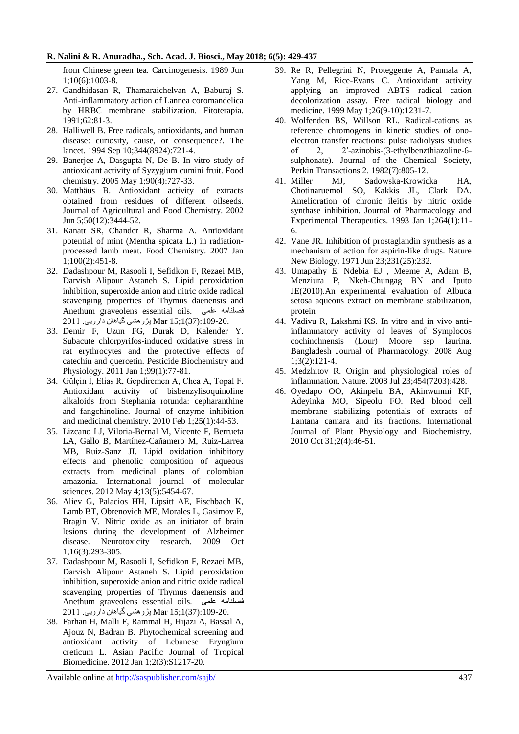from Chinese green tea. Carcinogenesis. 1989 Jun 1;10(6):1003-8.

27. Gandhidasan R, Thamaraichelvan A, Baburaj S. Anti-inflammatory action of Lannea coromandelica by HRBC membrane stabilization. Fitoterapia. 1991;62:81-3.
28. Halliwell B. Free radicals, antioxidants, and human disease: curiosity, cause, or consequence?. The lancet. 1994 Sep 10;344(8924):721-4.
29. Banerjee A, Dasgupta N, De B. In vitro study of antioxidant activity of Syzygium cumini fruit. Food chemistry. 2005 May 1;90(4):727-33.
30. Matthäus B. Antioxidant activity of extracts obtained from residues of different oilseeds. Journal of Agricultural and Food Chemistry. 2002 Jun 5;50(12):3444-52.
31. Kanatt SR, Chander R, Sharma A. Antioxidant potential of mint (Mentha spicata L.) in radiation-processed lamb meat. Food Chemistry. 2007 Jan 1;100(2):451-8.
32. Dadashpour M, Rasooli I, Sefidkon F, Rezaei MB, Darvish Alipour Astaneh S. Lipid peroxidation inhibition, superoxide anion and nitric oxide radical scavenging properties of Thymus daenensis and Anethum graveolens essential oils. فصلنامه علمی پژوهشی گیاهان دارویی. 2011 Mar 15;1(37):109-20.
33. Demir F, Uzun FG, Durak D, Kalender Y. Subacute chlorpyrifos-induced oxidative stress in rat erythrocytes and the protective effects of catechin and quercetin. Pesticide Biochemistry and Physiology. 2011 Jan 1;99(1):77-81.
34. Gülçin İ, Elias R, Gepdiremen A, Chea A, Topal F. Antioxidant activity of bisbenzylisoquinoline alkaloids from Stephania rotunda: cepharanthine and fangchinoline. Journal of enzyme inhibition and medicinal chemistry. 2010 Feb 1;25(1):44-53.
35. Lizcano LJ, Viloria-Bernal M, Vicente F, Berrueta LA, Gallo B, Martínez-Cañamero M, Ruiz-Larrea MB, Ruiz-Sanz JI. Lipid oxidation inhibitory effects and phenolic composition of aqueous extracts from medicinal plants of colombian amazonia. International journal of molecular sciences. 2012 May 4;13(5):5454-67.
36. Aliev G, Palacios HH, Lipsitt AE, Fischbach K, Lamb BT, Obrenovich ME, Morales L, Gasimov E, Bragin V. Nitric oxide as an initiator of brain lesions during the development of Alzheimer disease. Neurotoxicity research. 2009 Oct 1;16(3):293-305.
37. Dadashpour M, Rasooli I, Sefidkon F, Rezaei MB, Darvish Alipour Astaneh S. Lipid peroxidation inhibition, superoxide anion and nitric oxide radical scavenging properties of Thymus daenensis and Anethum graveolens essential oils. فصلنامه علمی پژوهشی گیاهان دارویی. 2011 Mar 15;1(37):109-20.
38. Farhan H, Malli F, Rammal H, Hijazi A, Bassal A, Ajouz N, Badran B. Phytochemical screening and antioxidant activity of Lebanese Eryngium creticum L. Asian Pacific Journal of Tropical Biomedicine. 2012 Jan 1;2(3):S1217-20.
39. Re R, Pellegrini N, Proteggente A, Pannala A, Yang M, Rice-Evans C. Antioxidant activity applying an improved ABTS radical cation decolorization assay. Free radical biology and medicine. 1999 May 1;26(9-10):1231-7.
40. Wolfenden BS, Willson RL. Radical-cations as reference chromogens in kinetic studies of ono-electron transfer reactions: pulse radiolysis studies of 2, 2′-azinobis-(3-ethylbenzthiazoline-6-sulphonate). Journal of the Chemical Society, Perkin Transactions 2. 1982(7):805-12.
41. Miller MJ, Sadowska-Krowicka HA, Chotinaruemol SO, Kakkis JL, Clark DA. Amelioration of chronic ileitis by nitric oxide synthase inhibition. Journal of Pharmacology and Experimental Therapeutics. 1993 Jan 1;264(1):11-6.
42. Vane JR. Inhibition of prostaglandin synthesis as a mechanism of action for aspirin-like drugs. Nature New Biology. 1971 Jun 23;231(25):232.
43. Umapathy E, Ndebia EJ , Meeme A, Adam B, Menziura P, Nkeh-Chungag BN and Iputo JE(2010).An experimental evaluation of Albuca setosa aqueous extract on membrane stabilization, protein
44. Vadivu R, Lakshmi KS. In vitro and in vivo anti-inflammatory activity of leaves of Symplocos cochinchnensis (Lour) Moore ssp laurina. Bangladesh Journal of Pharmacology. 2008 Aug 1;3(2):121-4.
45. Medzhitov R. Origin and physiological roles of inflammation. Nature. 2008 Jul 23;454(7203):428.
46. Oyedapo OO, Akinpelu BA, Akinwunmi KF, Adeyinka MO, Sipeolu FO. Red blood cell membrane stabilizing potentials of extracts of Lantana camara and its fractions. International Journal of Plant Physiology and Biochemistry. 2010 Oct 31;2(4):46-51.